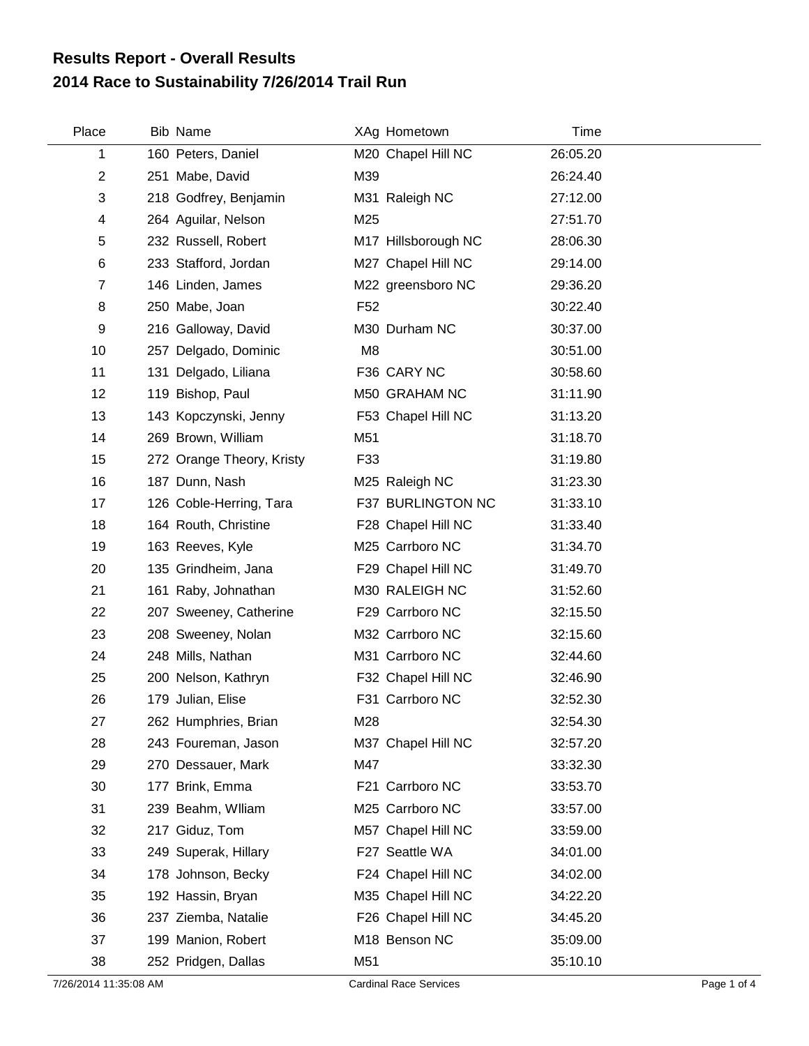## Results Report - Overall Results
## 2014 Race to Sustainability 7/26/2014 Trail Run

| Place | Bib | Name | XAg | Hometown | Time |
|---|---|---|---|---|---|
| 1 | 160 | Peters, Daniel | M20 | Chapel Hill NC | 26:05.20 |
| 2 | 251 | Mabe, David | M39 | | 26:24.40 |
| 3 | 218 | Godfrey, Benjamin | M31 | Raleigh NC | 27:12.00 |
| 4 | 264 | Aguilar, Nelson | M25 | | 27:51.70 |
| 5 | 232 | Russell, Robert | M17 | Hillsborough NC | 28:06.30 |
| 6 | 233 | Stafford, Jordan | M27 | Chapel Hill NC | 29:14.00 |
| 7 | 146 | Linden, James | M22 | greensboro NC | 29:36.20 |
| 8 | 250 | Mabe, Joan | F52 | | 30:22.40 |
| 9 | 216 | Galloway, David | M30 | Durham NC | 30:37.00 |
| 10 | 257 | Delgado, Dominic | M8 | | 30:51.00 |
| 11 | 131 | Delgado, Liliana | F36 | CARY NC | 30:58.60 |
| 12 | 119 | Bishop, Paul | M50 | GRAHAM NC | 31:11.90 |
| 13 | 143 | Kopczynski, Jenny | F53 | Chapel Hill NC | 31:13.20 |
| 14 | 269 | Brown, William | M51 | | 31:18.70 |
| 15 | 272 | Orange Theory, Kristy | F33 | | 31:19.80 |
| 16 | 187 | Dunn, Nash | M25 | Raleigh NC | 31:23.30 |
| 17 | 126 | Coble-Herring, Tara | F37 | BURLINGTON NC | 31:33.10 |
| 18 | 164 | Routh, Christine | F28 | Chapel Hill NC | 31:33.40 |
| 19 | 163 | Reeves, Kyle | M25 | Carrboro NC | 31:34.70 |
| 20 | 135 | Grindheim, Jana | F29 | Chapel Hill NC | 31:49.70 |
| 21 | 161 | Raby, Johnathan | M30 | RALEIGH NC | 31:52.60 |
| 22 | 207 | Sweeney, Catherine | F29 | Carrboro NC | 32:15.50 |
| 23 | 208 | Sweeney, Nolan | M32 | Carrboro NC | 32:15.60 |
| 24 | 248 | Mills, Nathan | M31 | Carrboro NC | 32:44.60 |
| 25 | 200 | Nelson, Kathryn | F32 | Chapel Hill NC | 32:46.90 |
| 26 | 179 | Julian, Elise | F31 | Carrboro NC | 32:52.30 |
| 27 | 262 | Humphries, Brian | M28 | | 32:54.30 |
| 28 | 243 | Foureman, Jason | M37 | Chapel Hill NC | 32:57.20 |
| 29 | 270 | Dessauer, Mark | M47 | | 33:32.30 |
| 30 | 177 | Brink, Emma | F21 | Carrboro NC | 33:53.70 |
| 31 | 239 | Beahm, Wlliam | M25 | Carrboro NC | 33:57.00 |
| 32 | 217 | Giduz, Tom | M57 | Chapel Hill NC | 33:59.00 |
| 33 | 249 | Superak, Hillary | F27 | Seattle WA | 34:01.00 |
| 34 | 178 | Johnson, Becky | F24 | Chapel Hill NC | 34:02.00 |
| 35 | 192 | Hassin, Bryan | M35 | Chapel Hill NC | 34:22.20 |
| 36 | 237 | Ziemba, Natalie | F26 | Chapel Hill NC | 34:45.20 |
| 37 | 199 | Manion, Robert | M18 | Benson NC | 35:09.00 |
| 38 | 252 | Pridgen, Dallas | M51 | | 35:10.10 |

7/26/2014 11:35:08 AM Cardinal Race Services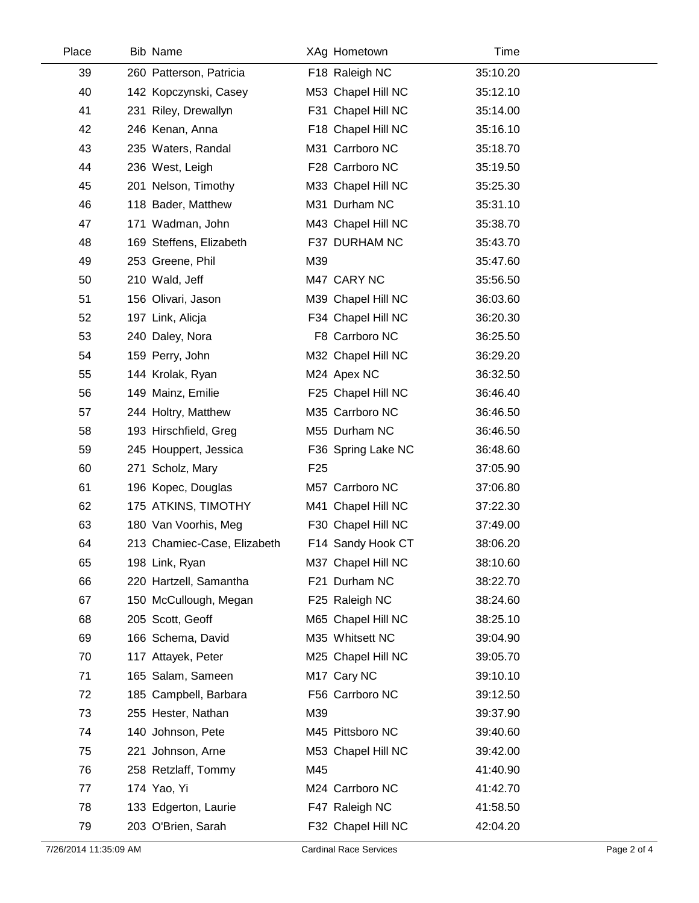| Place | Bib | Name | XAg | Hometown | Time |
|---|---|---|---|---|---|
| 39 | 260 | Patterson, Patricia | F18 | Raleigh NC | 35:10.20 |
| 40 | 142 | Kopczynski, Casey | M53 | Chapel Hill NC | 35:12.10 |
| 41 | 231 | Riley, Drewallyn | F31 | Chapel Hill NC | 35:14.00 |
| 42 | 246 | Kenan, Anna | F18 | Chapel Hill NC | 35:16.10 |
| 43 | 235 | Waters, Randal | M31 | Carrboro NC | 35:18.70 |
| 44 | 236 | West, Leigh | F28 | Carrboro NC | 35:19.50 |
| 45 | 201 | Nelson, Timothy | M33 | Chapel Hill NC | 35:25.30 |
| 46 | 118 | Bader, Matthew | M31 | Durham NC | 35:31.10 |
| 47 | 171 | Wadman, John | M43 | Chapel Hill NC | 35:38.70 |
| 48 | 169 | Steffens, Elizabeth | F37 | DURHAM NC | 35:43.70 |
| 49 | 253 | Greene, Phil | M39 | | 35:47.60 |
| 50 | 210 | Wald, Jeff | M47 | CARY NC | 35:56.50 |
| 51 | 156 | Olivari, Jason | M39 | Chapel Hill NC | 36:03.60 |
| 52 | 197 | Link, Alicja | F34 | Chapel Hill NC | 36:20.30 |
| 53 | 240 | Daley, Nora | F8 | Carrboro NC | 36:25.50 |
| 54 | 159 | Perry, John | M32 | Chapel Hill NC | 36:29.20 |
| 55 | 144 | Krolak, Ryan | M24 | Apex NC | 36:32.50 |
| 56 | 149 | Mainz, Emilie | F25 | Chapel Hill NC | 36:46.40 |
| 57 | 244 | Holtry, Matthew | M35 | Carrboro NC | 36:46.50 |
| 58 | 193 | Hirschfield, Greg | M55 | Durham NC | 36:46.50 |
| 59 | 245 | Houppert, Jessica | F36 | Spring Lake NC | 36:48.60 |
| 60 | 271 | Scholz, Mary | F25 | | 37:05.90 |
| 61 | 196 | Kopec, Douglas | M57 | Carrboro NC | 37:06.80 |
| 62 | 175 | ATKINS, TIMOTHY | M41 | Chapel Hill NC | 37:22.30 |
| 63 | 180 | Van Voorhis, Meg | F30 | Chapel Hill NC | 37:49.00 |
| 64 | 213 | Chamiec-Case, Elizabeth | F14 | Sandy Hook CT | 38:06.20 |
| 65 | 198 | Link, Ryan | M37 | Chapel Hill NC | 38:10.60 |
| 66 | 220 | Hartzell, Samantha | F21 | Durham NC | 38:22.70 |
| 67 | 150 | McCullough, Megan | F25 | Raleigh NC | 38:24.60 |
| 68 | 205 | Scott, Geoff | M65 | Chapel Hill NC | 38:25.10 |
| 69 | 166 | Schema, David | M35 | Whitsett NC | 39:04.90 |
| 70 | 117 | Attayek, Peter | M25 | Chapel Hill NC | 39:05.70 |
| 71 | 165 | Salam, Sameen | M17 | Cary NC | 39:10.10 |
| 72 | 185 | Campbell, Barbara | F56 | Carrboro NC | 39:12.50 |
| 73 | 255 | Hester, Nathan | M39 | | 39:37.90 |
| 74 | 140 | Johnson, Pete | M45 | Pittsboro NC | 39:40.60 |
| 75 | 221 | Johnson, Arne | M53 | Chapel Hill NC | 39:42.00 |
| 76 | 258 | Retzlaff, Tommy | M45 | | 41:40.90 |
| 77 | 174 | Yao, Yi | M24 | Carrboro NC | 41:42.70 |
| 78 | 133 | Edgerton, Laurie | F47 | Raleigh NC | 41:58.50 |
| 79 | 203 | O'Brien, Sarah | F32 | Chapel Hill NC | 42:04.20 |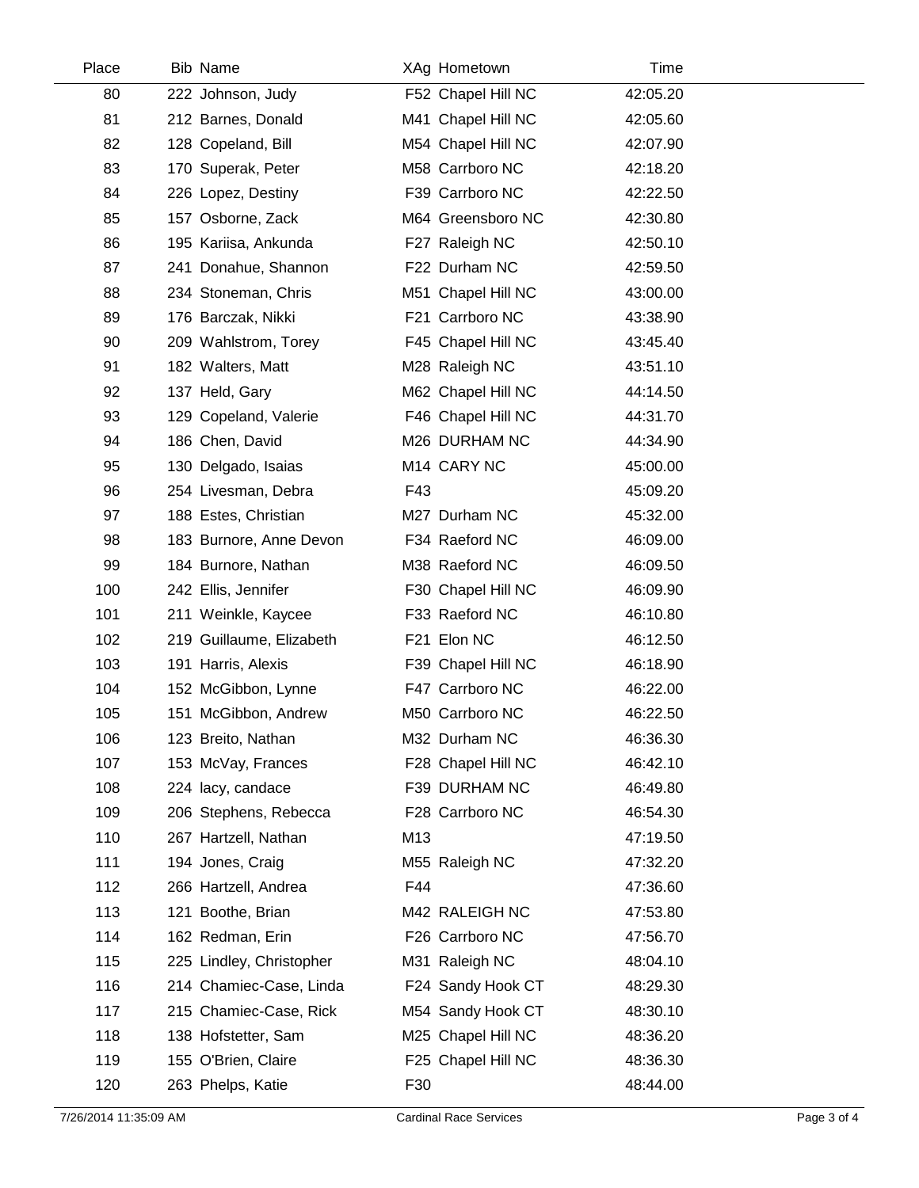| Place | Bib | Name | XAg | Hometown | Time |
|---|---|---|---|---|---|
| 80 | 222 | Johnson, Judy | F52 | Chapel Hill NC | 42:05.20 |
| 81 | 212 | Barnes, Donald | M41 | Chapel Hill NC | 42:05.60 |
| 82 | 128 | Copeland, Bill | M54 | Chapel Hill NC | 42:07.90 |
| 83 | 170 | Superak, Peter | M58 | Carrboro NC | 42:18.20 |
| 84 | 226 | Lopez, Destiny | F39 | Carrboro NC | 42:22.50 |
| 85 | 157 | Osborne, Zack | M64 | Greensboro NC | 42:30.80 |
| 86 | 195 | Kariisa, Ankunda | F27 | Raleigh NC | 42:50.10 |
| 87 | 241 | Donahue, Shannon | F22 | Durham NC | 42:59.50 |
| 88 | 234 | Stoneman, Chris | M51 | Chapel Hill NC | 43:00.00 |
| 89 | 176 | Barczak, Nikki | F21 | Carrboro NC | 43:38.90 |
| 90 | 209 | Wahlstrom, Torey | F45 | Chapel Hill NC | 43:45.40 |
| 91 | 182 | Walters, Matt | M28 | Raleigh NC | 43:51.10 |
| 92 | 137 | Held, Gary | M62 | Chapel Hill NC | 44:14.50 |
| 93 | 129 | Copeland, Valerie | F46 | Chapel Hill NC | 44:31.70 |
| 94 | 186 | Chen, David | M26 | DURHAM NC | 44:34.90 |
| 95 | 130 | Delgado, Isaias | M14 | CARY NC | 45:00.00 |
| 96 | 254 | Livesman, Debra | F43 | | 45:09.20 |
| 97 | 188 | Estes, Christian | M27 | Durham NC | 45:32.00 |
| 98 | 183 | Burnore, Anne Devon | F34 | Raeford NC | 46:09.00 |
| 99 | 184 | Burnore, Nathan | M38 | Raeford NC | 46:09.50 |
| 100 | 242 | Ellis, Jennifer | F30 | Chapel Hill NC | 46:09.90 |
| 101 | 211 | Weinkle, Kaycee | F33 | Raeford NC | 46:10.80 |
| 102 | 219 | Guillaume, Elizabeth | F21 | Elon NC | 46:12.50 |
| 103 | 191 | Harris, Alexis | F39 | Chapel Hill NC | 46:18.90 |
| 104 | 152 | McGibbon, Lynne | F47 | Carrboro NC | 46:22.00 |
| 105 | 151 | McGibbon, Andrew | M50 | Carrboro NC | 46:22.50 |
| 106 | 123 | Breito, Nathan | M32 | Durham NC | 46:36.30 |
| 107 | 153 | McVay, Frances | F28 | Chapel Hill NC | 46:42.10 |
| 108 | 224 | lacy, candace | F39 | DURHAM NC | 46:49.80 |
| 109 | 206 | Stephens, Rebecca | F28 | Carrboro NC | 46:54.30 |
| 110 | 267 | Hartzell, Nathan | M13 | | 47:19.50 |
| 111 | 194 | Jones, Craig | M55 | Raleigh NC | 47:32.20 |
| 112 | 266 | Hartzell, Andrea | F44 | | 47:36.60 |
| 113 | 121 | Boothe, Brian | M42 | RALEIGH NC | 47:53.80 |
| 114 | 162 | Redman, Erin | F26 | Carrboro NC | 47:56.70 |
| 115 | 225 | Lindley, Christopher | M31 | Raleigh NC | 48:04.10 |
| 116 | 214 | Chamiec-Case, Linda | F24 | Sandy Hook CT | 48:29.30 |
| 117 | 215 | Chamiec-Case, Rick | M54 | Sandy Hook CT | 48:30.10 |
| 118 | 138 | Hofstetter, Sam | M25 | Chapel Hill NC | 48:36.20 |
| 119 | 155 | O'Brien, Claire | F25 | Chapel Hill NC | 48:36.30 |
| 120 | 263 | Phelps, Katie | F30 | | 48:44.00 |

7/26/2014 11:35:09 AM Cardinal Race Services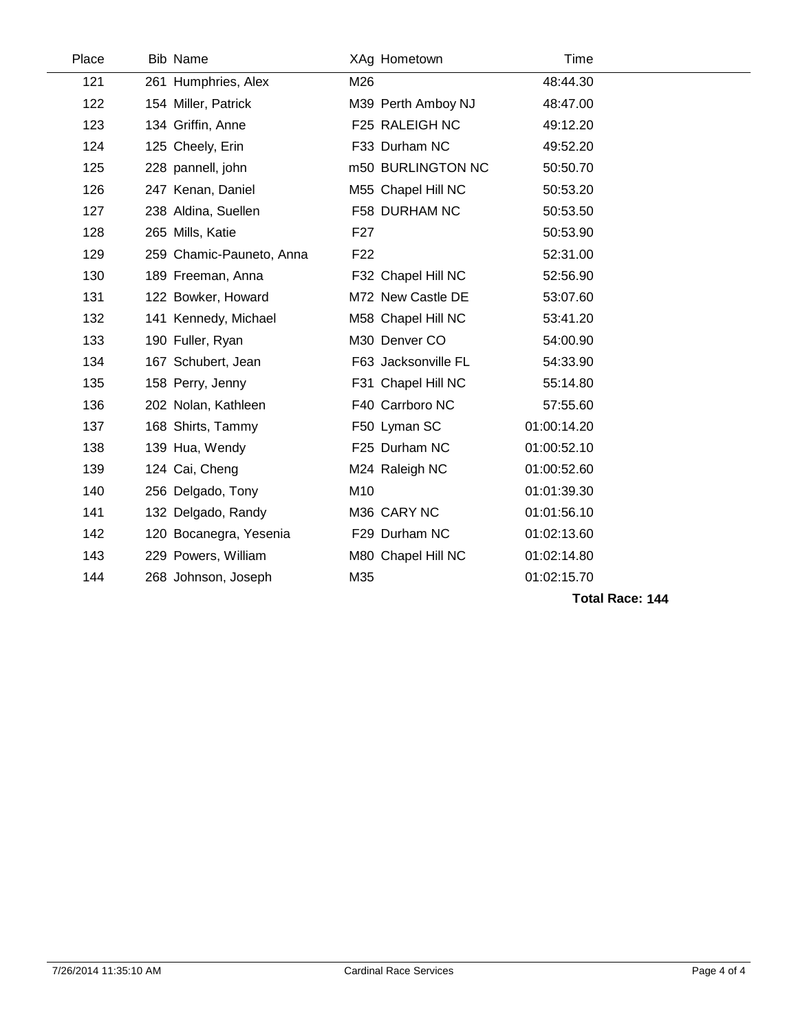| Place | Bib | Name | XAg | Hometown | Time |
|---|---|---|---|---|---|
| 121 | 261 | Humphries, Alex | M26 | | 48:44.30 |
| 122 | 154 | Miller, Patrick | M39 | Perth Amboy NJ | 48:47.00 |
| 123 | 134 | Griffin, Anne | F25 | RALEIGH NC | 49:12.20 |
| 124 | 125 | Cheely, Erin | F33 | Durham NC | 49:52.20 |
| 125 | 228 | pannell, john | m50 | BURLINGTON NC | 50:50.70 |
| 126 | 247 | Kenan, Daniel | M55 | Chapel Hill NC | 50:53.20 |
| 127 | 238 | Aldina, Suellen | F58 | DURHAM NC | 50:53.50 |
| 128 | 265 | Mills, Katie | F27 | | 50:53.90 |
| 129 | 259 | Chamic-Pauneto, Anna | F22 | | 52:31.00 |
| 130 | 189 | Freeman, Anna | F32 | Chapel Hill NC | 52:56.90 |
| 131 | 122 | Bowker, Howard | M72 | New Castle DE | 53:07.60 |
| 132 | 141 | Kennedy, Michael | M58 | Chapel Hill NC | 53:41.20 |
| 133 | 190 | Fuller, Ryan | M30 | Denver CO | 54:00.90 |
| 134 | 167 | Schubert, Jean | F63 | Jacksonville FL | 54:33.90 |
| 135 | 158 | Perry, Jenny | F31 | Chapel Hill NC | 55:14.80 |
| 136 | 202 | Nolan, Kathleen | F40 | Carrboro NC | 57:55.60 |
| 137 | 168 | Shirts, Tammy | F50 | Lyman SC | 01:00:14.20 |
| 138 | 139 | Hua, Wendy | F25 | Durham NC | 01:00:52.10 |
| 139 | 124 | Cai, Cheng | M24 | Raleigh NC | 01:00:52.60 |
| 140 | 256 | Delgado, Tony | M10 | | 01:01:39.30 |
| 141 | 132 | Delgado, Randy | M36 | CARY NC | 01:01:56.10 |
| 142 | 120 | Bocanegra, Yesenia | F29 | Durham NC | 01:02:13.60 |
| 143 | 229 | Powers, William | M80 | Chapel Hill NC | 01:02:14.80 |
| 144 | 268 | Johnson, Joseph | M35 | | 01:02:15.70 |

**Total Race: 144**